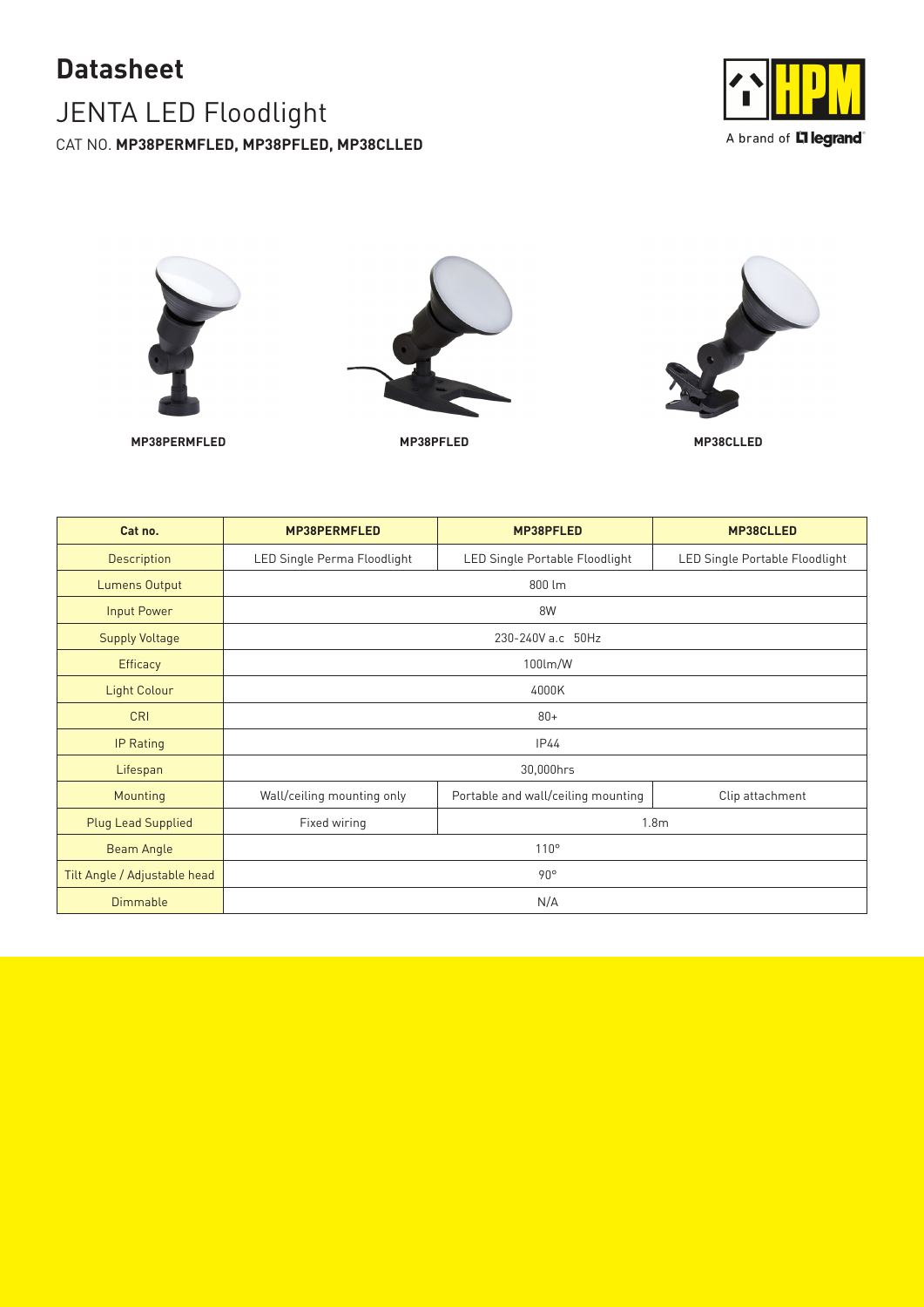# Datasheet

## JENTA LED Floodlight

CAT NO. **MP38PERMFLED, MP38PFLED, MP38CLLED**

**MP38PERMFLED** **MP38PFLED** **MP38CLLED**

| Cat no. | MP38PERMFLED | MP38PFLED | MP38CLLED |
|---|---|---|---|
| Description | LED Single Perma Floodlight | LED Single Portable Floodlight | LED Single Portable Floodlight |
| Lumens Output | 800 lm | | |
| Input Power | 8W | | |
| Supply Voltage | 230-240V a.c 50Hz | | |
| Efficacy | 100lm/W | | |
| Light Colour | 4000K | | |
| CRI | 80+ | | |
| IP Rating | IP44 | | |
| Lifespan | 30,000hrs | | |
| Mounting | Wall/ceiling mounting only | Portable and wall/ceiling mounting | Clip attachment |
| Plug Lead Supplied | Fixed wiring | 1.8m | |
| Beam Angle | 110° | | |
| Tilt Angle / Adjustable head | 90° | | |
| Dimmable | N/A | | |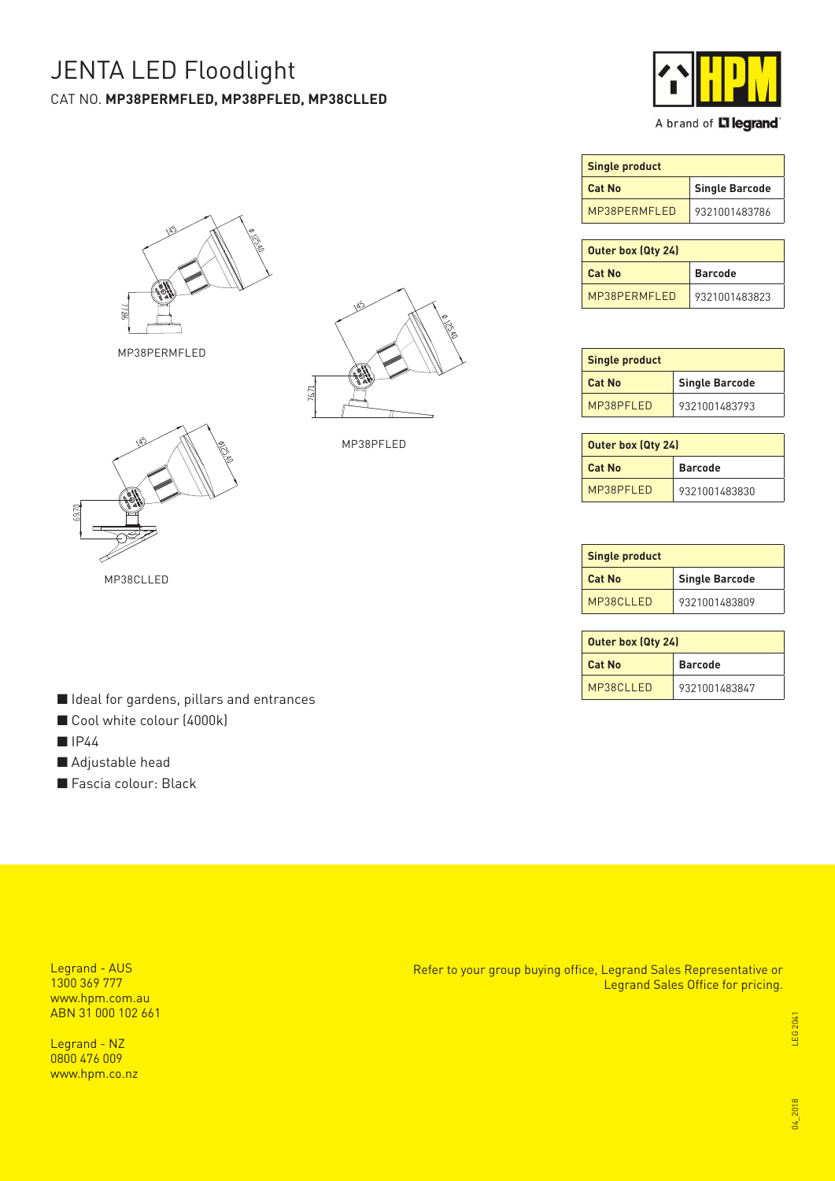# JENTA LED Floodlight

CAT NO. **MP38PERMFLED, MP38PFLED, MP38CLLED**

A brand of legrand

145

ø 125.40

98.77

MP38PERMFLED

145

ø 125.40

76.71

MP38PFLED

145

ø125.40

69.70

MP38CLLED

| Single product | |
|---|---|
| **Cat No** | **Single Barcode** |
| MP38PERMFLED | 9321001483786 |

| Outer box (Qty 24) | |
|---|---|
| **Cat No** | **Barcode** |
| MP38PERMFLED | 9321001483823 |

| Single product | |
|---|---|
| **Cat No** | **Single Barcode** |
| MP38PFLED | 9321001483793 |

| Outer box (Qty 24) | |
|---|---|
| **Cat No** | **Barcode** |
| MP38PFLED | 9321001483830 |

| Single product | |
|---|---|
| **Cat No** | **Single Barcode** |
| MP38CLLED | 9321001483809 |

| Outer box (Qty 24) | |
|---|---|
| **Cat No** | **Barcode** |
| MP38CLLED | 9321001483847 |

- Ideal for gardens, pillars and entrances
- Cool white colour (4000k)
- IP44
- Adjustable head
- Fascia colour: Black

Legrand - AUS
1300 369 777
www.hpm.com.au
ABN 31 000 102 661

Legrand - NZ
0800 476 009
www.hpm.co.nz

Refer to your group buying office, Legrand Sales Representative or Legrand Sales Office for pricing.

LEG2041

04_2018